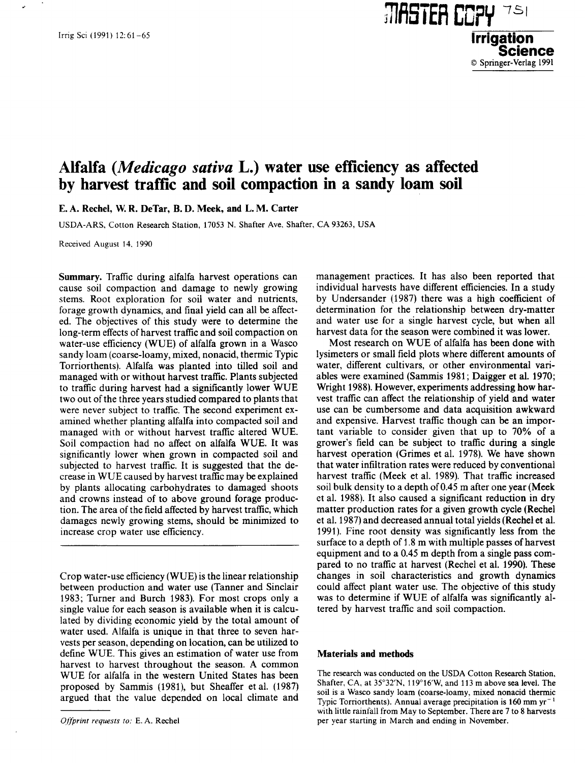# Alfalfa (*Medicago sativa* L.) water use efficiency as affected by harvest traffic and soil compaction in a sandy loam soil

**E. A. Rechel, W. R. DeTar, B. D. Meek, and L. M. Carter**

USDA-ARS, Cotton Research Station, 17053 N. Shafter Ave. Shafter, CA 93263, USA

Received August 14, 1990

**Summary.** Traffic during alfalfa harvest operations can cause soil compaction and damage to newly growing stems. Root exploration for soil water and nutrients, forage growth dynamics, and final yield can all be affected. The objectives of this study were to determine the long-term effects of harvest traffic and soil compaction on water-use efficiency (WUE) of alfalfa grown in a Wasco sandy loam (coarse-loamy, mixed, nonacid, thermic Typic Torriorthents). Alfalfa was planted into tilled soil and managed with or without harvest traffic. Plants subjected to traffic during harvest had a significantly lower WUE two out of the three years studied compared to plants that were never subject to traffic. The second experiment examined whether planting alfalfa into compacted soil and managed with or without harvest traffic altered WUE. Soil compaction had no affect on alfalfa WUE. It was significantly lower when grown in compacted soil and subjected to harvest traffic. It is suggested that the decrease in WUE caused by harvest traffic may be explained by plants allocating carbohydrates to damaged shoots and crowns instead of to above ground forage production. The area of the field affected by harvest traffic, which damages newly growing stems, should be minimized to increase crop water use efficiency.

---

Crop water-use efficiency (WUE) is the linear relationship between production and water use (Tanner and Sinclair 1983; Turner and Burch 1983). For most crops only a single value for each season is available when it is calculated by dividing economic yield by the total amount of water used. Alfalfa is unique in that three to seven harvests per season, depending on location, can be utilized to define WUE. This gives an estimation of water use from harvest to harvest throughout the season. A common WUE for alfalfa in the western United States has been proposed by Sammis (1981), but Sheaffer et al. (1987) argued that the value depended on local climate and management practices. It has also been reported that individual harvests have different efficiencies. In a study by Undersander (1987) there was a high coefficient of determination for the relationship between dry-matter and water use for a single harvest cycle, but when all harvest data for the season were combined it was lower.

Most research on WUE of alfalfa has been done with lysimeters or small field plots where different amounts of water, different cultivars, or other environmental variables were examined (Sammis 1981; Daigger et al. 1970; Wright 1988). However, experiments addressing how harvest traffic can affect the relationship of yield and water use can be cumbersome and data acquisition awkward and expensive. Harvest traffic though can be an important variable to consider given that up to 70% of a grower's field can be subject to traffic during a single harvest operation (Grimes et al. 1978). We have shown that water infiltration rates were reduced by conventional harvest traffic (Meek et al. 1989). That traffic increased soil bulk density to a depth of 0.45 m after one year (Meek et al. 1988). It also caused a significant reduction in dry matter production rates for a given growth cycle (Rechel et al. 1987) and decreased annual total yields (Rechel et al. 1991). Fine root density was significantly less from the surface to a depth of 1.8 m with multiple passes of harvest equipment and to a 0.45 m depth from a single pass compared to no traffic at harvest (Rechel et al. 1990). These changes in soil characteristics and growth dynamics could affect plant water use. The objective of this study was to determine if WUE of alfalfa was significantly altered by harvest traffic and soil compaction.

## Materials and methods

The research was conducted on the USDA Cotton Research Station, Shafter, CA, at 35°32′N, 119°16′W, and 113 m above sea level. The soil is a Wasco sandy loam (coarse-loamy, mixed nonacid thermic Typic Torriorthents). Annual average precipitation is 160 mm $yr^{-1}$ with little rainfall from May to September. There are 7 to 8 harvests per year starting in March and ending in November.

*Offprint requests to:* E. A. Rechel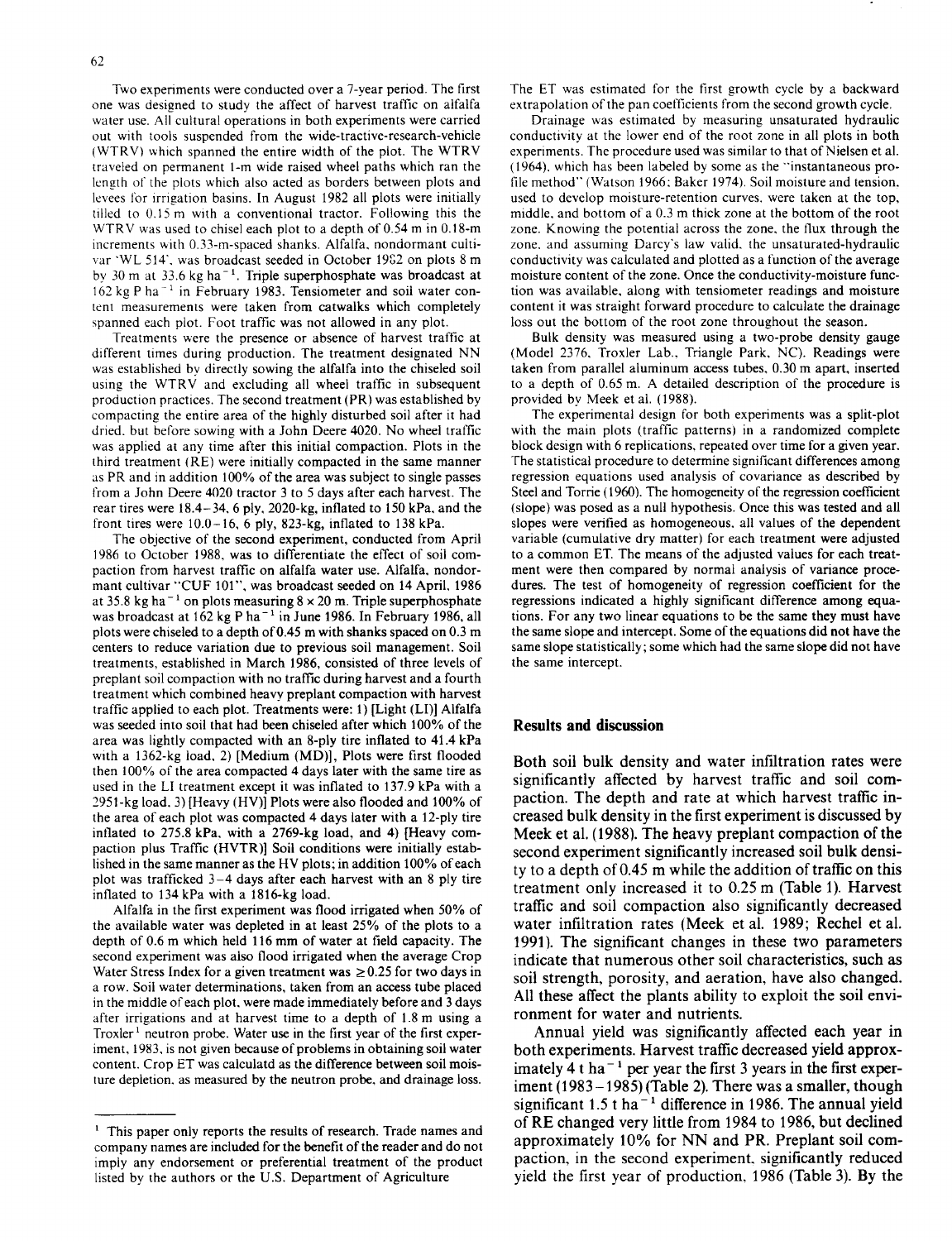Two experiments were conducted over a 7-year period. The first one was designed to study the affect of harvest traffic on alfalfa water use. All cultural operations in both experiments were carried out with tools suspended from the wide-tractive-research-vehicle (WTRV) which spanned the entire width of the plot. The WTRV traveled on permanent 1-m wide raised wheel paths which ran the length of the plots which also acted as borders between plots and levees for irrigation basins. In August 1982 all plots were initially tilled to 0.15 m with a conventional tractor. Following this the WTRV was used to chisel each plot to a depth of 0.54 m in 0.18-m increments with 0.33-m-spaced shanks. Alfalfa, nondormant cultivar 'WL 514', was broadcast seeded in October 1982 on plots 8 m by 30 m at 33.6 kg ha$^{-1}$. Triple superphosphate was broadcast at 162 kg P ha$^{-1}$ in February 1983. Tensiometer and soil water content measurements were taken from catwalks which completely spanned each plot. Foot traffic was not allowed in any plot.

Treatments were the presence or absence of harvest traffic at different times during production. The treatment designated NN was established by directly sowing the alfalfa into the chiseled soil using the WTRV and excluding all wheel traffic in subsequent production practices. The second treatment (PR) was established by compacting the entire area of the highly disturbed soil after it had dried, but before sowing with a John Deere 4020. No wheel traffic was applied at any time after this initial compaction. Plots in the third treatment (RE) were initially compacted in the same manner as PR and in addition 100% of the area was subject to single passes from a John Deere 4020 tractor 3 to 5 days after each harvest. The rear tires were 18.4–34, 6 ply, 2020-kg, inflated to 150 kPa, and the front tires were 10.0–16, 6 ply, 823-kg, inflated to 138 kPa.

The objective of the second experiment, conducted from April 1986 to October 1988, was to differentiate the effect of soil compaction from harvest traffic on alfalfa water use. Alfalfa, nondormant cultivar "CUF 101", was broadcast seeded on 14 April, 1986 at 35.8 kg ha$^{-1}$ on plots measuring 8 × 20 m. Triple superphosphate was broadcast at 162 kg P ha$^{-1}$ in June 1986. In February 1986, all plots were chiseled to a depth of 0.45 m with shanks spaced on 0.3 m centers to reduce variation due to previous soil management. Soil treatments, established in March 1986, consisted of three levels of preplant soil compaction with no traffic during harvest and a fourth treatment which combined heavy preplant compaction with harvest traffic applied to each plot. Treatments were: 1) [Light (LI)] Alfalfa was seeded into soil that had been chiseled after which 100% of the area was lightly compacted with an 8-ply tire inflated to 41.4 kPa with a 1362-kg load, 2) [Medium (MD)], Plots were first flooded then 100% of the area compacted 4 days later with the same tire as used in the LI treatment except it was inflated to 137.9 kPa with a 2951-kg load, 3) [Heavy (HV)] Plots were also flooded and 100% of the area of each plot was compacted 4 days later with a 12-ply tire inflated to 275.8 kPa, with a 2769-kg load, and 4) [Heavy compaction plus Traffic (HVTR)] Soil conditions were initially established in the same manner as the HV plots; in addition 100% of each plot was trafficked 3–4 days after each harvest with an 8 ply tire inflated to 134 kPa with a 1816-kg load.

Alfalfa in the first experiment was flood irrigated when 50% of the available water was depleted in at least 25% of the plots to a depth of 0.6 m which held 116 mm of water at field capacity. The second experiment was also flood irrigated when the average Crop Water Stress Index for a given treatment was ≥0.25 for two days in a row. Soil water determinations, taken from an access tube placed in the middle of each plot, were made immediately before and 3 days after irrigations and at harvest time to a depth of 1.8 m using a Troxler[1] neutron probe. Water use in the first year of the first experiment, 1983, is not given because of problems in obtaining soil water content. Crop ET was calculatd as the difference between soil moisture depletion, as measured by the neutron probe, and drainage loss. The ET was estimated for the first growth cycle by a backward extrapolation of the pan coefficients from the second growth cycle.

Drainage was estimated by measuring unsaturated hydraulic conductivity at the lower end of the root zone in all plots in both experiments. The procedure used was similar to that of Nielsen et al. (1964), which has been labeled by some as the "instantaneous profile method" (Watson 1966; Baker 1974). Soil moisture and tension, used to develop moisture-retention curves, were taken at the top, middle, and bottom of a 0.3 m thick zone at the bottom of the root zone. Knowing the potential across the zone, the flux through the zone, and assuming Darcy's law valid, the unsaturated-hydraulic conductivity was calculated and plotted as a function of the average moisture content of the zone. Once the conductivity-moisture function was available, along with tensiometer readings and moisture content it was straight forward procedure to calculate the drainage loss out the bottom of the root zone throughout the season.

Bulk density was measured using a two-probe density gauge (Model 2376, Troxler Lab., Triangle Park, NC). Readings were taken from parallel aluminum access tubes, 0.30 m apart, inserted to a depth of 0.65 m. A detailed description of the procedure is provided by Meek et al. (1988).

The experimental design for both experiments was a split-plot with the main plots (traffic patterns) in a randomized complete block design with 6 replications, repeated over time for a given year. The statistical procedure to determine significant differences among regression equations used analysis of covariance as described by Steel and Torrie (1960). The homogeneity of the regression coefficient (slope) was posed as a null hypothesis. Once this was tested and all slopes were verified as homogeneous, all values of the dependent variable (cumulative dry matter) for each treatment were adjusted to a common ET. The means of the adjusted values for each treatment were then compared by normal analysis of variance procedures. The test of homogeneity of regression coefficient for the regressions indicated a highly significant difference among equations. For any two linear equations to be the same they must have the same slope and intercept. Some of the equations did not have the same slope statistically; some which had the same slope did not have the same intercept.

## Results and discussion

Both soil bulk density and water infiltration rates were significantly affected by harvest traffic and soil compaction. The depth and rate at which harvest traffic increased bulk density in the first experiment is discussed by Meek et al. (1988). The heavy preplant compaction of the second experiment significantly increased soil bulk density to a depth of 0.45 m while the addition of traffic on this treatment only increased it to 0.25 m (Table 1). Harvest traffic and soil compaction also significantly decreased water infiltration rates (Meek et al. 1989; Rechel et al. 1991). The significant changes in these two parameters indicate that numerous other soil characteristics, such as soil strength, porosity, and aeration, have also changed. All these affect the plants ability to exploit the soil environment for water and nutrients.

Annual yield was significantly affected each year in both experiments. Harvest traffic decreased yield approximately 4 t ha$^{-1}$ per year the first 3 years in the first experiment (1983–1985) (Table 2). There was a smaller, though significant 1.5 t ha$^{-1}$ difference in 1986. The annual yield of RE changed very little from 1984 to 1986, but declined approximately 10% for NN and PR. Preplant soil compaction, in the second experiment, significantly reduced yield the first year of production, 1986 (Table 3). By the

[1] This paper only reports the results of research. Trade names and company names are included for the benefit of the reader and do not imply any endorsement or preferential treatment of the product listed by the authors or the U.S. Department of Agriculture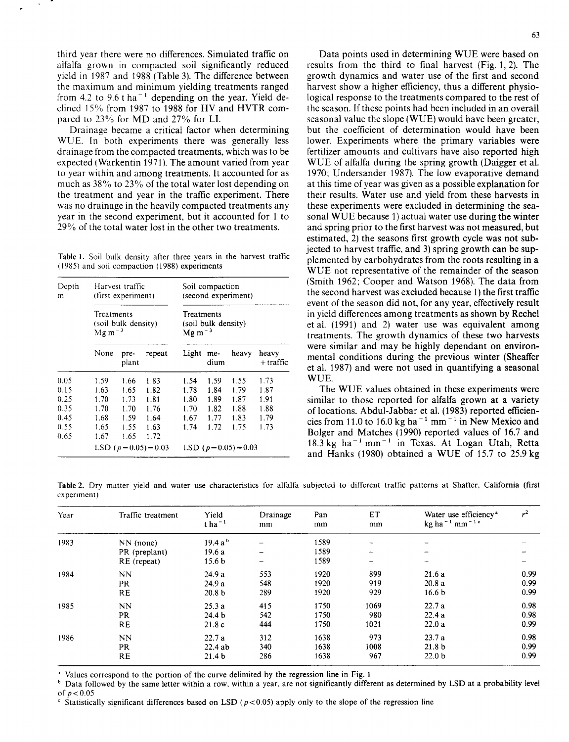third year there were no differences. Simulated traffic on alfalfa grown in compacted soil significantly reduced yield in 1987 and 1988 (Table 3). The difference between the maximum and minimum yielding treatments ranged from 4.2 to 9.6 t $ha^{-1}$ depending on the year. Yield declined 15% from 1987 to 1988 for HV and HVTR compared to 23% for MD and 27% for LI.

Drainage became a critical factor when determining WUE. In both experiments there was generally less drainage from the compacted treatments, which was to be expected (Warkentin 1971). The amount varied from year to year within and among treatments. It accounted for as much as 38% to 23% of the total water lost depending on the treatment and year in the traffic experiment. There was no drainage in the heavily compacted treatments any year in the second experiment, but it accounted for 1 to 29% of the total water lost in the other two treatments.

**Table 1.** Soil bulk density after three years in the harvest traffic (1985) and soil compaction (1988) experiments

| Depth m | Harvest traffic (first experiment) Treatments (soil bulk density) Mg $m^{-3}$ | | | Soil compaction (second experiment) Treatments (soil bulk density) Mg $m^{-3}$ | | | |
|---|---|---|---|---|---|---|---|
| | None | pre-plant | repeat | Light | medium | heavy | heavy + traffic |
| 0.05 | 1.59 | 1.66 | 1.83 | 1.54 | 1.59 | 1.55 | 1.73 |
| 0.15 | 1.63 | 1.65 | 1.82 | 1.78 | 1.84 | 1.79 | 1.87 |
| 0.25 | 1.70 | 1.73 | 1.81 | 1.80 | 1.89 | 1.87 | 1.91 |
| 0.35 | 1.70 | 1.70 | 1.76 | 1.70 | 1.82 | 1.88 | 1.88 |
| 0.45 | 1.68 | 1.59 | 1.64 | 1.67 | 1.77 | 1.83 | 1.79 |
| 0.55 | 1.65 | 1.55 | 1.63 | 1.74 | 1.72 | 1.75 | 1.73 |
| 0.65 | 1.67 | 1.65 | 1.72 | | | | |
| | LSD ($p=0.05$) = 0.03 | | | LSD ($p=0.05$) = 0.03 | | | |

Data points used in determining WUE were based on results from the third to final harvest (Fig. 1, 2). The growth dynamics and water use of the first and second harvest show a higher efficiency, thus a different physiological response to the treatments compared to the rest of the season. If these points had been included in an overall seasonal value the slope (WUE) would have been greater, but the coefficient of determination would have been lower. Experiments where the primary variables were fertilizer amounts and cultivars have also reported high WUE of alfalfa during the spring growth (Daigger et al. 1970; Undersander 1987). The low evaporative demand at this time of year was given as a possible explanation for their results. Water use and yield from these harvests in these experiments were excluded in determining the seasonal WUE because 1) actual water use during the winter and spring prior to the first harvest was not measured, but estimated, 2) the seasons first growth cycle was not subjected to harvest traffic, and 3) spring growth can be supplemented by carbohydrates from the roots resulting in a WUE not representative of the remainder of the season (Smith 1962; Cooper and Watson 1968). The data from the second harvest was excluded because 1) the first traffic event of the season did not, for any year, effectively result in yield differences among treatments as shown by Rechel et al. (1991) and 2) water use was equivalent among treatments. The growth dynamics of these two harvests were similar and may be highly dependant on environmental conditions during the previous winter (Sheaffer et al. 1987) and were not used in quantifying a seasonal WUE.

The WUE values obtained in these experiments were similar to those reported for alfalfa grown at a variety of locations. Abdul-Jabbar et al. (1983) reported efficiencies from 11.0 to 16.0 kg $ha^{-1}$ $mm^{-1}$ in New Mexico and Bolger and Matches (1990) reported values of 16.7 and 18.3 kg $ha^{-1}$ $mm^{-1}$ in Texas. At Logan Utah, Retta and Hanks (1980) obtained a WUE of 15.7 to 25.9 kg

**Table 2.** Dry matter yield and water use characteristics for alfalfa subjected to different traffic patterns at Shafter, California (first experiment)

| Year | Traffic treatment | Yield t $ha^{-1}$ | Drainage mm | Pan mm | ET mm | Water use efficiency[a] kg $ha^{-1}$ $mm^{-1}$ [c] | $r^2$ |
|---|---|---|---|---|---|---|---|
| 1983 | NN (none) | 19.4 a[b] | – | 1589 | – | – | – |
| | PR (preplant) | 19.6 a | – | 1589 | – | – | – |
| | RE (repeat) | 15.6 b | – | 1589 | – | – | – |
| 1984 | NN | 24.9 a | 553 | 1920 | 899 | 21.6 a | 0.99 |
| | PR | 24.9 a | 548 | 1920 | 919 | 20.8 a | 0.99 |
| | RE | 20.8 b | 289 | 1920 | 929 | 16.6 b | 0.99 |
| 1985 | NN | 25.3 a | 415 | 1750 | 1069 | 22.7 a | 0.98 |
| | PR | 24.4 b | 542 | 1750 | 980 | 22.4 a | 0.98 |
| | RE | 21.8 c | 444 | 1750 | 1021 | 22.0 a | 0.99 |
| 1986 | NN | 22.7 a | 312 | 1638 | 973 | 23.7 a | 0.98 |
| | PR | 22.4 ab | 340 | 1638 | 1008 | 21.8 b | 0.99 |
| | RE | 21.4 b | 286 | 1638 | 967 | 22.0 b | 0.99 |

[a] Values correspond to the portion of the curve delimited by the regression line in Fig. 1

[b] Data followed by the same letter within a row, within a year, are not significantly different as determined by LSD at a probability level of $p<0.05$

[c] Statistically significant differences based on LSD ($p<0.05$) apply only to the slope of the regression line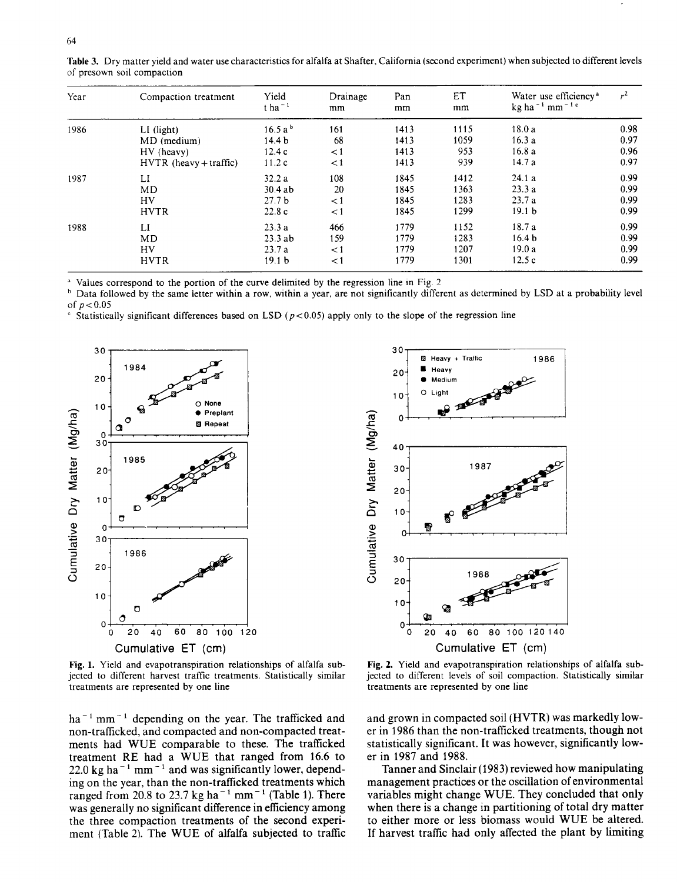**Table 3.** Dry matter yield and water use characteristics for alfalfa at Shafter, California (second experiment) when subjected to different levels of presown soil compaction

| Year | Compaction treatment | Yield t ha$^{-1}$ | Drainage mm | Pan mm | ET mm | Water use efficiency[a] kg ha$^{-1}$ mm$^{-1}$ [c] | $r^2$ |
|---|---|---|---|---|---|---|---|
| 1986 | LI (light) | 16.5 a[b] | 161 | 1413 | 1115 | 18.0 a | 0.98 |
| | MD (medium) | 14.4 b | 68 | 1413 | 1059 | 16.3 a | 0.97 |
| | HV (heavy) | 12.4 c | <1 | 1413 | 953 | 16.8 a | 0.96 |
| | HVTR (heavy + traffic) | 11.2 c | <1 | 1413 | 939 | 14.7 a | 0.97 |
| 1987 | LI | 32.2 a | 108 | 1845 | 1412 | 24.1 a | 0.99 |
| | MD | 30.4 ab | 20 | 1845 | 1363 | 23.3 a | 0.99 |
| | HV | 27.7 b | <1 | 1845 | 1283 | 23.7 a | 0.99 |
| | HVTR | 22.8 c | <1 | 1845 | 1299 | 19.1 b | 0.99 |
| 1988 | LI | 23.3 a | 466 | 1779 | 1152 | 18.7 a | 0.99 |
| | MD | 23.3 ab | 159 | 1779 | 1283 | 16.4 b | 0.99 |
| | HV | 23.7 a | <1 | 1779 | 1207 | 19.0 a | 0.99 |
| | HVTR | 19.1 b | <1 | 1779 | 1301 | 12.5 c | 0.99 |

[a] Values correspond to the portion of the curve delimited by the regression line in Fig. 2

[b] Data followed by the same letter within a row, within a year, are not significantly different as determined by LSD at a probability level of $p<0.05$

[c] Statistically significant differences based on LSD ($p<0.05$) apply only to the slope of the regression line

**Fig. 1.** Yield and evapotranspiration relationships of alfalfa subjected to different harvest traffic treatments. Statistically similar treatments are represented by one line

**Fig. 2.** Yield and evapotranspiration relationships of alfalfa subjected to different levels of soil compaction. Statistically similar treatments are represented by one line

ha$^{-1}$ mm$^{-1}$ depending on the year. The trafficked and non-trafficked, and compacted and non-compacted treatments had WUE comparable to these. The trafficked treatment RE had a WUE that ranged from 16.6 to 22.0 kg ha$^{-1}$ mm$^{-1}$ and was significantly lower, depending on the year, than the non-trafficked treatments which ranged from 20.8 to 23.7 kg ha$^{-1}$ mm$^{-1}$ (Table 1). There was generally no significant difference in efficiency among the three compaction treatments of the second experiment (Table 2). The WUE of alfalfa subjected to traffic and grown in compacted soil (HVTR) was markedly lower in 1986 than the non-trafficked treatments, though not statistically significant. It was however, significantly lower in 1987 and 1988.

Tanner and Sinclair (1983) reviewed how manipulating management practices or the oscillation of environmental variables might change WUE. They concluded that only when there is a change in partitioning of total dry matter to either more or less biomass would WUE be altered. If harvest traffic had only affected the plant by limiting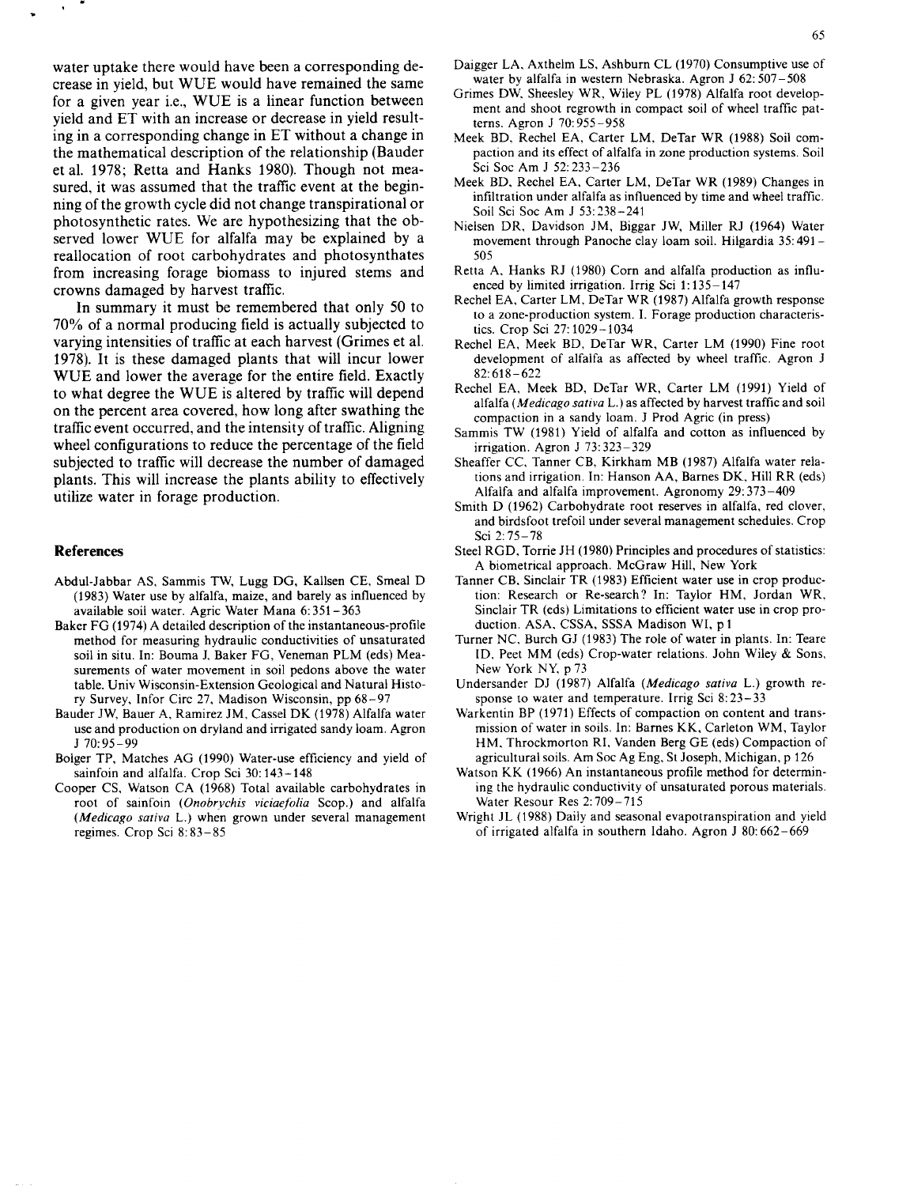water uptake there would have been a corresponding decrease in yield, but WUE would have remained the same for a given year i.e., WUE is a linear function between yield and ET with an increase or decrease in yield resulting in a corresponding change in ET without a change in the mathematical description of the relationship (Bauder et al. 1978; Retta and Hanks 1980). Though not measured, it was assumed that the traffic event at the beginning of the growth cycle did not change transpirational or photosynthetic rates. We are hypothesizing that the observed lower WUE for alfalfa may be explained by a reallocation of root carbohydrates and photosynthates from increasing forage biomass to injured stems and crowns damaged by harvest traffic.

In summary it must be remembered that only 50 to 70% of a normal producing field is actually subjected to varying intensities of traffic at each harvest (Grimes et al. 1978). It is these damaged plants that will incur lower WUE and lower the average for the entire field. Exactly to what degree the WUE is altered by traffic will depend on the percent area covered, how long after swathing the traffic event occurred, and the intensity of traffic. Aligning wheel configurations to reduce the percentage of the field subjected to traffic will decrease the number of damaged plants. This will increase the plants ability to effectively utilize water in forage production.

## References

Abdul-Jabbar AS, Sammis TW, Lugg DG, Kallsen CE, Smeal D (1983) Water use by alfalfa, maize, and barely as influenced by available soil water. Agric Water Mana 6:351–363

Baker FG (1974) A detailed description of the instantaneous-profile method for measuring hydraulic conductivities of unsaturated soil in situ. In: Bouma J, Baker FG, Veneman PLM (eds) Measurements of water movement in soil pedons above the water table. Univ Wisconsin-Extension Geological and Natural History Survey, Infor Circ 27, Madison Wisconsin, pp 68–97

Bauder JW, Bauer A, Ramirez JM, Cassel DK (1978) Alfalfa water use and production on dryland and irrigated sandy loam. Agron J 70:95–99

Bolger TP, Matches AG (1990) Water-use efficiency and yield of sainfoin and alfalfa. Crop Sci 30:143–148

Cooper CS, Watson CA (1968) Total available carbohydrates in root of sainfoin (*Onobrychis viciaefolia* Scop.) and alfalfa (*Medicago sativa* L.) when grown under several management regimes. Crop Sci 8:83–85

Daigger LA, Axthelm LS, Ashburn CL (1970) Consumptive use of water by alfalfa in western Nebraska. Agron J 62:507–508

Grimes DW, Sheesley WR, Wiley PL (1978) Alfalfa root development and shoot regrowth in compact soil of wheel traffic patterns. Agron J 70:955–958

Meek BD, Rechel EA, Carter LM, DeTar WR (1988) Soil compaction and its effect of alfalfa in zone production systems. Soil Sci Soc Am J 52:233–236

Meek BD, Rechel EA, Carter LM, DeTar WR (1989) Changes in infiltration under alfalfa as influenced by time and wheel traffic. Soil Sci Soc Am J 53:238–241

Nielsen DR, Davidson JM, Biggar JW, Miller RJ (1964) Water movement through Panoche clay loam soil. Hilgardia 35:491–505

Retta A, Hanks RJ (1980) Corn and alfalfa production as influenced by limited irrigation. Irrig Sci 1:135–147

Rechel EA, Carter LM, DeTar WR (1987) Alfalfa growth response to a zone-production system. I. Forage production characteristics. Crop Sci 27:1029–1034

Rechel EA, Meek BD, DeTar WR, Carter LM (1990) Fine root development of alfalfa as affected by wheel traffic. Agron J 82:618–622

Rechel EA, Meek BD, DeTar WR, Carter LM (1991) Yield of alfalfa (*Medicago sativa* L.) as affected by harvest traffic and soil compaction in a sandy loam. J Prod Agric (in press)

Sammis TW (1981) Yield of alfalfa and cotton as influenced by irrigation. Agron J 73:323–329

Sheaffer CC, Tanner CB, Kirkham MB (1987) Alfalfa water relations and irrigation. In: Hanson AA, Barnes DK, Hill RR (eds) Alfalfa and alfalfa improvement. Agronomy 29:373–409

Smith D (1962) Carbohydrate root reserves in alfalfa, red clover, and birdsfoot trefoil under several management schedules. Crop Sci 2:75–78

Steel RGD, Torrie JH (1980) Principles and procedures of statistics: A biometrical approach. McGraw Hill, New York

Tanner CB, Sinclair TR (1983) Efficient water use in crop production: Research or Re-search? In: Taylor HM, Jordan WR, Sinclair TR (eds) Limitations to efficient water use in crop production. ASA, CSSA, SSSA Madison WI, p 1

Turner NC, Burch GJ (1983) The role of water in plants. In: Teare ID, Peet MM (eds) Crop-water relations. John Wiley & Sons, New York NY, p 73

Undersander DJ (1987) Alfalfa (*Medicago sativa* L.) growth response to water and temperature. Irrig Sci 8:23–33

Warkentin BP (1971) Effects of compaction on content and transmission of water in soils. In: Barnes KK, Carleton WM, Taylor HM, Throckmorton RI, Vanden Berg GE (eds) Compaction of agricultural soils. Am Soc Ag Eng, St Joseph, Michigan, p 126

Watson KK (1966) An instantaneous profile method for determining the hydraulic conductivity of unsaturated porous materials. Water Resour Res 2:709–715

Wright JL (1988) Daily and seasonal evapotranspiration and yield of irrigated alfalfa in southern Idaho. Agron J 80:662–669